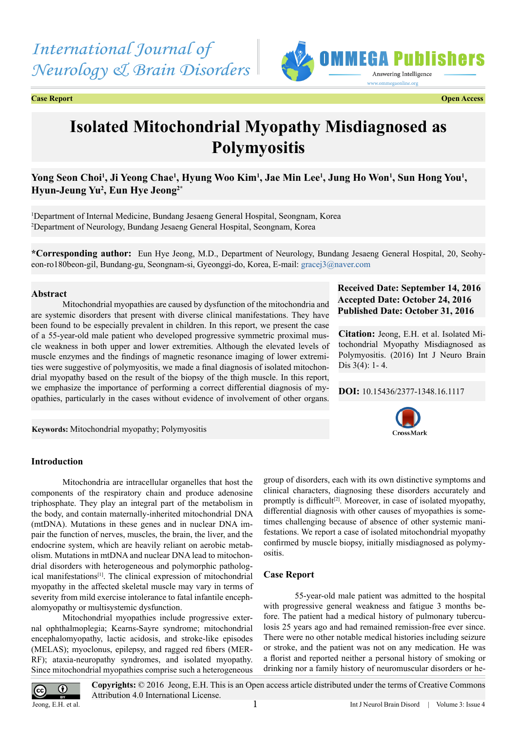International Journal of Neurology & Brain Disorders

**Case Report** | **Open Access**

# Isolated Mitochondrial Myopathy Misdiagnosed as Polymyositis

**Yong Seon Choi[1], Ji Yeong Chae[1], Hyung Woo Kim[1], Jae Min Lee[1], Jung Ho Won[1], Sun Hong You[1], Hyun-Jeung Yu[2], Eun Hye Jeong[2*]**

[1]Department of Internal Medicine, Bundang Jesaeng General Hospital, Seongnam, Korea
[2]Department of Neurology, Bundang Jesaeng General Hospital, Seongnam, Korea

**\*Corresponding author:** Eun Hye Jeong, M.D., Department of Neurology, Bundang Jesaeng General Hospital, 20, Seohyeon-ro180beon-gil, Bundang-gu, Seongnam-si, Gyeonggi-do, Korea, E-mail: gracej3@naver.com

## Abstract

Mitochondrial myopathies are caused by dysfunction of the mitochondria and are systemic disorders that present with diverse clinical manifestations. They have been found to be especially prevalent in children. In this report, we present the case of a 55-year-old male patient who developed progressive symmetric proximal muscle weakness in both upper and lower extremities. Although the elevated levels of muscle enzymes and the findings of magnetic resonance imaging of lower extremities were suggestive of polymyositis, we made a final diagnosis of isolated mitochondrial myopathy based on the result of the biopsy of the thigh muscle. In this report, we emphasize the importance of performing a correct differential diagnosis of myopathies, particularly in the cases without evidence of involvement of other organs.

**Keywords:** Mitochondrial myopathy; Polymyositis

**Received Date: September 14, 2016**
**Accepted Date: October 24, 2016**
**Published Date: October 31, 2016**

**Citation:** Jeong, E.H. et al. Isolated Mitochondrial Myopathy Misdiagnosed as Polymyositis. (2016) Int J Neuro Brain Dis 3(4): 1- 4.

**DOI:** 10.15436/2377-1348.16.1117

## Introduction

Mitochondria are intracellular organelles that host the components of the respiratory chain and produce adenosine triphosphate. They play an integral part of the metabolism in the body, and contain maternally-inherited mitochondrial DNA (mtDNA). Mutations in these genes and in nuclear DNA impair the function of nerves, muscles, the brain, the liver, and the endocrine system, which are heavily reliant on aerobic metabolism. Mutations in mtDNA and nuclear DNA lead to mitochondrial disorders with heterogeneous and polymorphic pathological manifestations[1]. The clinical expression of mitochondrial myopathy in the affected skeletal muscle may vary in terms of severity from mild exercise intolerance to fatal infantile encephalomyopathy or multisystemic dysfunction.

Mitochondrial myopathies include progressive external ophthalmoplegia; Kearns-Sayre syndrome; mitochondrial encephalomyopathy, lactic acidosis, and stroke-like episodes (MELAS); myoclonus, epilepsy, and ragged red fibers (MERRF); ataxia-neuropathy syndromes, and isolated myopathy. Since mitochondrial myopathies comprise such a heterogeneous group of disorders, each with its own distinctive symptoms and clinical characters, diagnosing these disorders accurately and promptly is difficult[2]. Moreover, in case of isolated myopathy, differential diagnosis with other causes of myopathies is sometimes challenging because of absence of other systemic manifestations. We report a case of isolated mitochondrial myopathy confirmed by muscle biopsy, initially misdiagnosed as polymyositis.

## Case Report

55-year-old male patient was admitted to the hospital with progressive general weakness and fatigue 3 months before. The patient had a medical history of pulmonary tuberculosis 25 years ago and had remained remission-free ever since. There were no other notable medical histories including seizure or stroke, and the patient was not on any medication. He was a florist and reported neither a personal history of smoking or drinking nor a family history of neuromuscular disorders or he-

**Copyrights:** © 2016 Jeong, E.H. This is an Open access article distributed under the terms of Creative Commons Attribution 4.0 International License.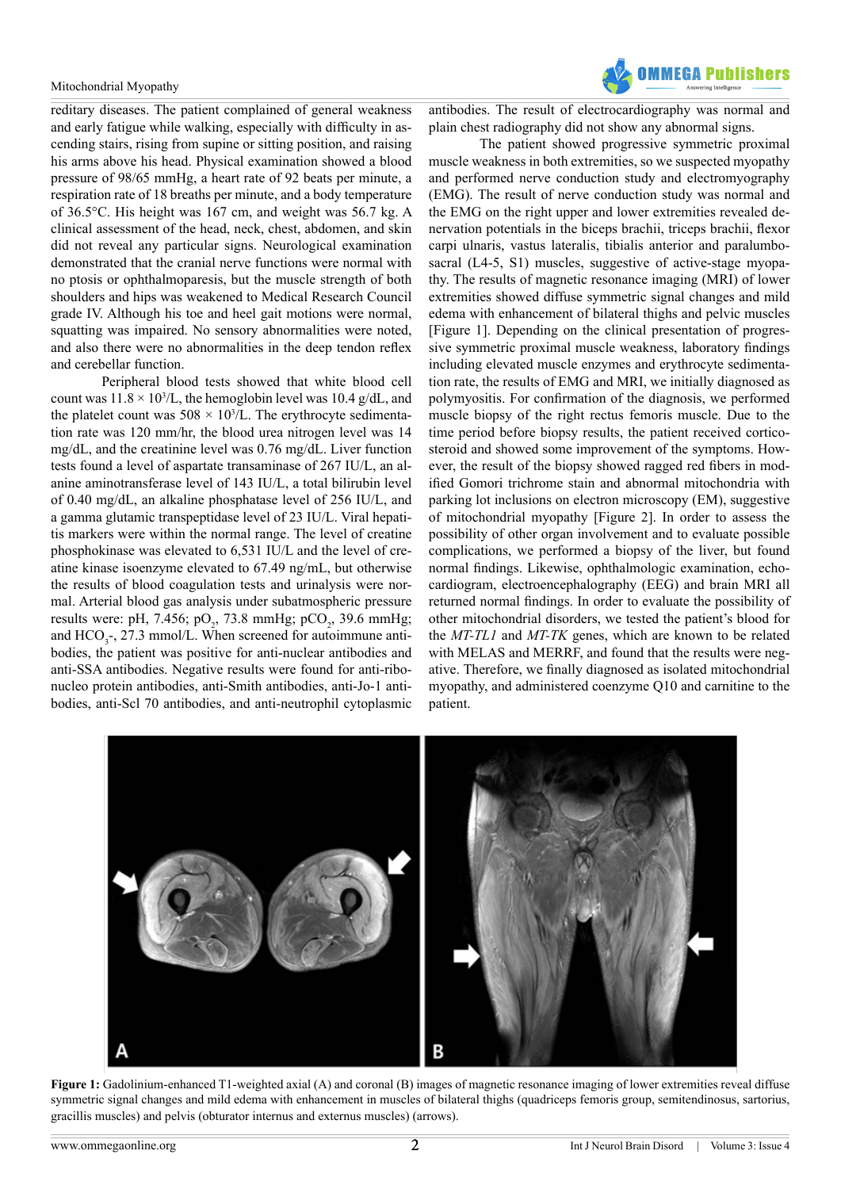reditary diseases. The patient complained of general weakness and early fatigue while walking, especially with difficulty in ascending stairs, rising from supine or sitting position, and raising his arms above his head. Physical examination showed a blood pressure of 98/65 mmHg, a heart rate of 92 beats per minute, a respiration rate of 18 breaths per minute, and a body temperature of 36.5°C. His height was 167 cm, and weight was 56.7 kg. A clinical assessment of the head, neck, chest, abdomen, and skin did not reveal any particular signs. Neurological examination demonstrated that the cranial nerve functions were normal with no ptosis or ophthalmoparesis, but the muscle strength of both shoulders and hips was weakened to Medical Research Council grade IV. Although his toe and heel gait motions were normal, squatting was impaired. No sensory abnormalities were noted, and also there were no abnormalities in the deep tendon reflex and cerebellar function.

Peripheral blood tests showed that white blood cell count was $11.8 \times 10^3$/L, the hemoglobin level was 10.4 g/dL, and the platelet count was $508 \times 10^3$/L. The erythrocyte sedimentation rate was 120 mm/hr, the blood urea nitrogen level was 14 mg/dL, and the creatinine level was 0.76 mg/dL. Liver function tests found a level of aspartate transaminase of 267 IU/L, an alanine aminotransferase level of 143 IU/L, a total bilirubin level of 0.40 mg/dL, an alkaline phosphatase level of 256 IU/L, and a gamma glutamic transpeptidase level of 23 IU/L. Viral hepatitis markers were within the normal range. The level of creatine phosphokinase was elevated to 6,531 IU/L and the level of creatine kinase isoenzyme elevated to 67.49 ng/mL, but otherwise the results of blood coagulation tests and urinalysis were normal. Arterial blood gas analysis under subatmospheric pressure results were: pH, 7.456; $pO_2$, 73.8 mmHg; $pCO_2$, 39.6 mmHg; and $HCO_3^-$, 27.3 mmol/L. When screened for autoimmune antibodies, the patient was positive for anti-nuclear antibodies and anti-SSA antibodies. Negative results were found for anti-ribonucleo protein antibodies, anti-Smith antibodies, anti-Jo-1 antibodies, anti-Scl 70 antibodies, and anti-neutrophil cytoplasmic antibodies. The result of electrocardiography was normal and plain chest radiography did not show any abnormal signs.

The patient showed progressive symmetric proximal muscle weakness in both extremities, so we suspected myopathy and performed nerve conduction study and electromyography (EMG). The result of nerve conduction study was normal and the EMG on the right upper and lower extremities revealed denervation potentials in the biceps brachii, triceps brachii, flexor carpi ulnaris, vastus lateralis, tibialis anterior and paralumbosacral (L4-5, S1) muscles, suggestive of active-stage myopathy. The results of magnetic resonance imaging (MRI) of lower extremities showed diffuse symmetric signal changes and mild edema with enhancement of bilateral thighs and pelvic muscles [Figure 1]. Depending on the clinical presentation of progressive symmetric proximal muscle weakness, laboratory findings including elevated muscle enzymes and erythrocyte sedimentation rate, the results of EMG and MRI, we initially diagnosed as polymyositis. For confirmation of the diagnosis, we performed muscle biopsy of the right rectus femoris muscle. Due to the time period before biopsy results, the patient received corticosteroid and showed some improvement of the symptoms. However, the result of the biopsy showed ragged red fibers in modified Gomori trichrome stain and abnormal mitochondria with parking lot inclusions on electron microscopy (EM), suggestive of mitochondrial myopathy [Figure 2]. In order to assess the possibility of other organ involvement and to evaluate possible complications, we performed a biopsy of the liver, but found normal findings. Likewise, ophthalmologic examination, echocardiogram, electroencephalography (EEG) and brain MRI all returned normal findings. In order to evaluate the possibility of other mitochondrial disorders, we tested the patient's blood for the *MT-TL1* and *MT-TK* genes, which are known to be related with MELAS and MERRF, and found that the results were negative. Therefore, we finally diagnosed as isolated mitochondrial myopathy, and administered coenzyme Q10 and carnitine to the patient.

**Figure 1:** Gadolinium-enhanced T1-weighted axial (A) and coronal (B) images of magnetic resonance imaging of lower extremities reveal diffuse symmetric signal changes and mild edema with enhancement in muscles of bilateral thighs (quadriceps femoris group, semitendinosus, sartorius, gracillis muscles) and pelvis (obturator internus and externus muscles) (arrows).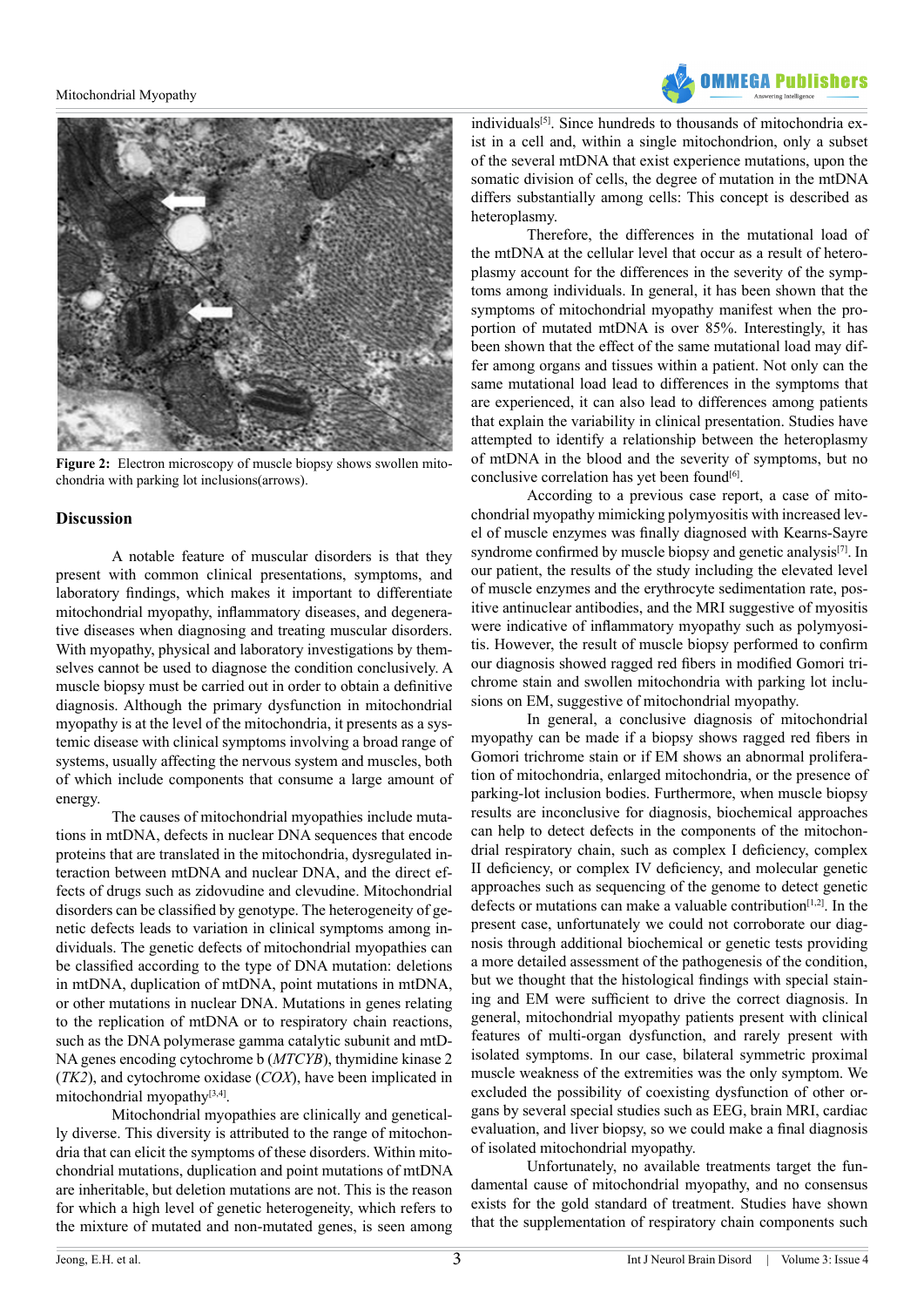Figure 2: Electron microscopy of muscle biopsy shows swollen mitochondria with parking lot inclusions(arrows).

## Discussion

A notable feature of muscular disorders is that they present with common clinical presentations, symptoms, and laboratory findings, which make it important to differentiate mitochondrial myopathy, inflammatory diseases, and degenerative diseases when diagnosing and treating muscular disorders. With myopathy, physical and laboratory investigations by themselves cannot be used to diagnose the condition conclusively. A muscle biopsy must be carried out in order to obtain a definitive diagnosis. Although the primary dysfunction in mitochondrial myopathy is at the level of the mitochondria, it presents as a systemic disease with clinical symptoms involving a broad range of systems, usually affecting the nervous system and muscles, both of which include components that consume a large amount of energy.

The causes of mitochondrial myopathies include mutations in mtDNA, defects in nuclear DNA sequences that encode proteins that are translated in the mitochondria, dysregulated interaction between mtDNA and nuclear DNA, and the direct effects of drugs such as zidovudine and clevudine. Mitochondrial disorders can be classified by genotype. The heterogeneity of genetic defects leads to variation in clinical symptoms among individuals. The genetic defects of mitochondrial myopathies can be classified according to the type of DNA mutation: deletions in mtDNA, duplication of mtDNA, point mutations in mtDNA, or other mutations in nuclear DNA. Mutations in genes relating to the replication of mtDNA or to respiratory chain reactions, such as the DNA polymerase gamma catalytic subunit and mtDNA genes encoding cytochrome b (*MTCYB*), thymidine kinase 2 (*TK2*), and cytochrome oxidase (*COX*), have been implicated in mitochondrial myopathy[3,4].

Mitochondrial myopathies are clinically and genetically diverse. This diversity is attributed to the range of mitochondria that can elicit the symptoms of these disorders. Within mitochondrial mutations, duplication and point mutations of mtDNA are inheritable, but deletion mutations are not. This is the reason for which a high level of genetic heterogeneity, which refers to the mixture of mutated and non-mutated genes, is seen among individuals[5]. Since hundreds to thousands of mitochondria exist in a cell and, within a single mitochondrion, only a subset of the several mtDNA that exist experience mutations, upon the somatic division of cells, the degree of mutation in the mtDNA differs substantially among cells: This concept is described as heteroplasmy.

Therefore, the differences in the mutational load of the mtDNA at the cellular level that occur as a result of heteroplasmy account for the differences in the severity of the symptoms among individuals. In general, it has been shown that the symptoms of mitochondrial myopathy manifest when the proportion of mutated mtDNA is over 85%. Interestingly, it has been shown that the effect of the same mutational load may differ among organs and tissues within a patient. Not only can the same mutational load lead to differences in the symptoms that are experienced, it can also lead to differences among patients that explain the variability in clinical presentation. Studies have attempted to identify a relationship between the heteroplasmy of mtDNA in the blood and the severity of symptoms, but no conclusive correlation has yet been found[6].

According to a previous case report, a case of mitochondrial myopathy mimicking polymyositis with increased level of muscle enzymes was finally diagnosed with Kearns-Sayre syndrome confirmed by muscle biopsy and genetic analysis[7]. In our patient, the results of the study including the elevated level of muscle enzymes and the erythrocyte sedimentation rate, positive antinuclear antibodies, and the MRI suggestive of myositis were indicative of inflammatory myopathy such as polymyositis. However, the result of muscle biopsy performed to confirm our diagnosis showed ragged red fibers in modified Gomori trichrome stain and swollen mitochondria with parking lot inclusions on EM, suggestive of mitochondrial myopathy.

In general, a conclusive diagnosis of mitochondrial myopathy can be made if a biopsy shows ragged red fibers in Gomori trichrome stain or if EM shows an abnormal proliferation of mitochondria, enlarged mitochondria, or the presence of parking-lot inclusion bodies. Furthermore, when muscle biopsy results are inconclusive for diagnosis, biochemical approaches can help to detect defects in the components of the mitochondrial respiratory chain, such as complex I deficiency, complex II deficiency, or complex IV deficiency, and molecular genetic approaches such as sequencing of the genome to detect genetic defects or mutations can make a valuable contribution[1,2]. In the present case, unfortunately we could not corroborate our diagnosis through additional biochemical or genetic tests providing a more detailed assessment of the pathogenesis of the condition, but we thought that the histological findings with special staining and EM were sufficient to drive the correct diagnosis. In general, mitochondrial myopathy patients present with clinical features of multi-organ dysfunction, and rarely present with isolated symptoms. In our case, bilateral symmetric proximal muscle weakness of the extremities was the only symptom. We excluded the possibility of coexisting dysfunction of other organs by several special studies such as EEG, brain MRI, cardiac evaluation, and liver biopsy, so we could make a final diagnosis of isolated mitochondrial myopathy.

Unfortunately, no available treatments target the fundamental cause of mitochondrial myopathy, and no consensus exists for the gold standard of treatment. Studies have shown that the supplementation of respiratory chain components such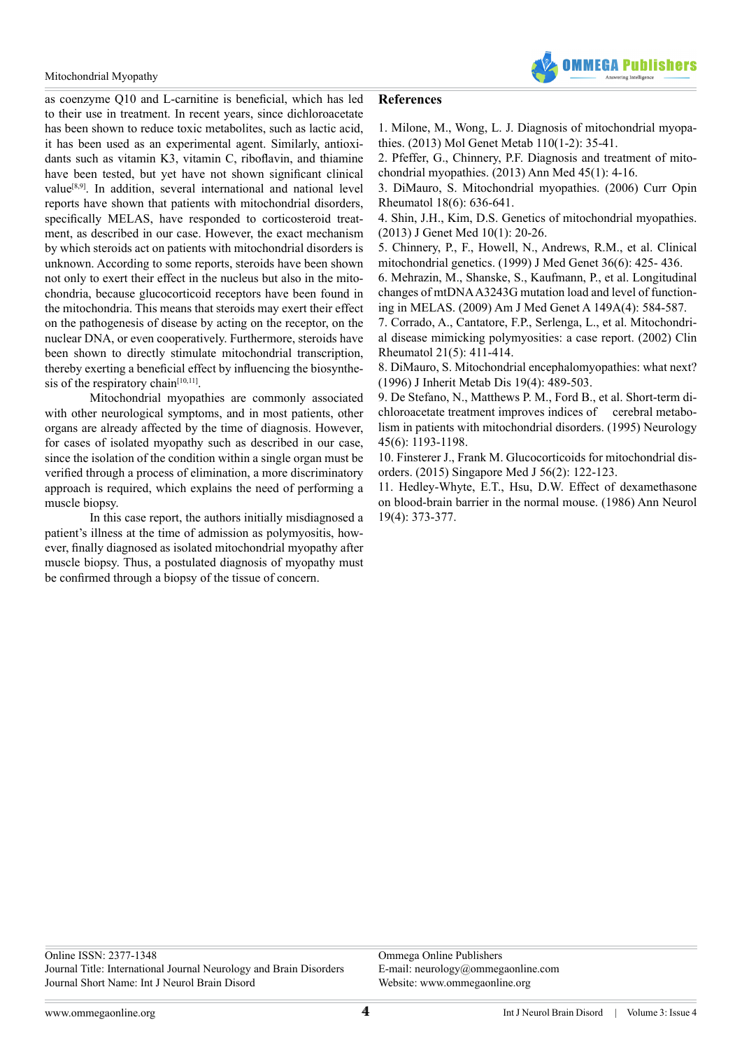as coenzyme Q10 and L-carnitine is beneficial, which has led to their use in treatment. In recent years, since dichloroacetate has been shown to reduce toxic metabolites, such as lactic acid, it has been used as an experimental agent. Similarly, antioxidants such as vitamin K3, vitamin C, riboflavin, and thiamine have been tested, but yet have not shown significant clinical value[8,9]. In addition, several international and national level reports have shown that patients with mitochondrial disorders, specifically MELAS, have responded to corticosteroid treatment, as described in our case. However, the exact mechanism by which steroids act on patients with mitochondrial disorders is unknown. According to some reports, steroids have been shown not only to exert their effect in the nucleus but also in the mitochondria, because glucocorticoid receptors have been found in the mitochondria. This means that steroids may exert their effect on the pathogenesis of disease by acting on the receptor, on the nuclear DNA, or even cooperatively. Furthermore, steroids have been shown to directly stimulate mitochondrial transcription, thereby exerting a beneficial effect by influencing the biosynthesis of the respiratory chain[10,11].

Mitochondrial myopathies are commonly associated with other neurological symptoms, and in most patients, other organs are already affected by the time of diagnosis. However, for cases of isolated myopathy such as described in our case, since the isolation of the condition within a single organ must be verified through a process of elimination, a more discriminatory approach is required, which explains the need of performing a muscle biopsy.

In this case report, the authors initially misdiagnosed a patient's illness at the time of admission as polymyositis, however, finally diagnosed as isolated mitochondrial myopathy after muscle biopsy. Thus, a postulated diagnosis of myopathy must be confirmed through a biopsy of the tissue of concern.

## References

1. Milone, M., Wong, L. J. Diagnosis of mitochondrial myopathies. (2013) Mol Genet Metab 110(1-2): 35-41.
2. Pfeffer, G., Chinnery, P.F. Diagnosis and treatment of mitochondrial myopathies. (2013) Ann Med 45(1): 4-16.
3. DiMauro, S. Mitochondrial myopathies. (2006) Curr Opin Rheumatol 18(6): 636-641.
4. Shin, J.H., Kim, D.S. Genetics of mitochondrial myopathies. (2013) J Genet Med 10(1): 20-26.
5. Chinnery, P., F., Howell, N., Andrews, R.M., et al. Clinical mitochondrial genetics. (1999) J Med Genet 36(6): 425- 436.
6. Mehrazin, M., Shanske, S., Kaufmann, P., et al. Longitudinal changes of mtDNA A3243G mutation load and level of functioning in MELAS. (2009) Am J Med Genet A 149A(4): 584-587.
7. Corrado, A., Cantatore, F.P., Serlenga, L., et al. Mitochondrial disease mimicking polymyosities: a case report. (2002) Clin Rheumatol 21(5): 411-414.
8. DiMauro, S. Mitochondrial encephalomyopathies: what next? (1996) J Inherit Metab Dis 19(4): 489-503.
9. De Stefano, N., Matthews P. M., Ford B., et al. Short-term dichloroacetate treatment improves indices of cerebral metabolism in patients with mitochondrial disorders. (1995) Neurology 45(6): 1193-1198.
10. Finsterer J., Frank M. Glucocorticoids for mitochondrial disorders. (2015) Singapore Med J 56(2): 122-123.
11. Hedley-Whyte, E.T., Hsu, D.W. Effect of dexamethasone on blood-brain barrier in the normal mouse. (1986) Ann Neurol 19(4): 373-377.

Online ISSN: 2377-1348
Journal Title: International Journal Neurology and Brain Disorders
Journal Short Name: Int J Neurol Brain Disord

Ommega Online Publishers
E-mail: neurology@ommegaonline.com
Website: www.ommegaonline.org